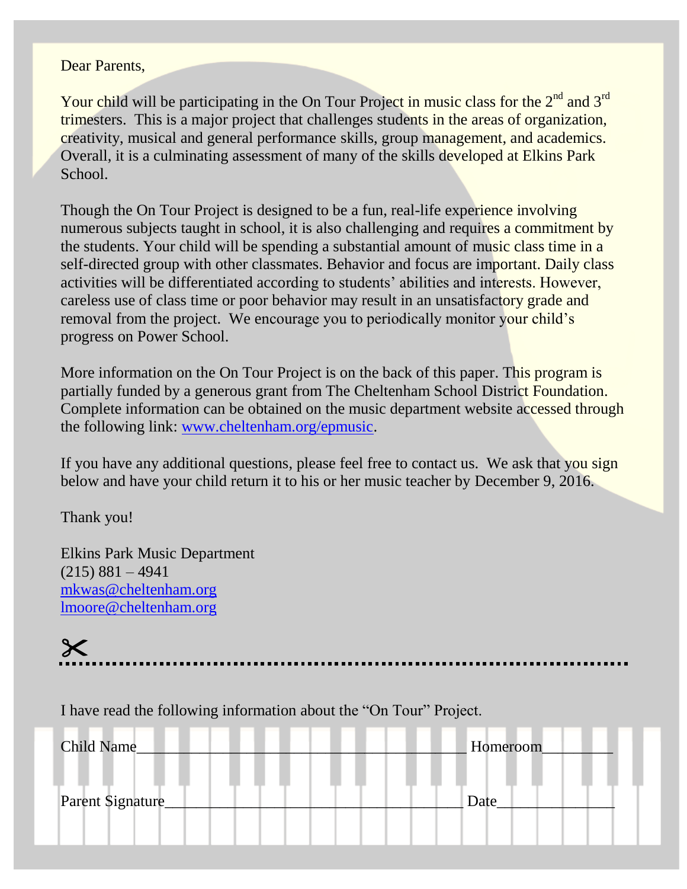Dear Parents,

Your child will be participating in the On Tour Project in music class for the 2nd and 3rd trimesters. This is a major project that challenges students in the areas of organization, creativity, musical and general performance skills, group management, and academics. Overall, it is a culminating assessment of many of the skills developed at Elkins Park School.

Though the On Tour Project is designed to be a fun, real-life experience involving numerous subjects taught in school, it is also challenging and requires a commitment by the students. Your child will be spending a substantial amount of music class time in a self-directed group with other classmates. Behavior and focus are important. Daily class activities will be differentiated according to students' abilities and interests. However, careless use of class time or poor behavior may result in an unsatisfactory grade and removal from the project. We encourage you to periodically monitor your child's progress on Power School.

More information on the On Tour Project is on the back of this paper. This program is partially funded by a generous grant from The Cheltenham School District Foundation. Complete information can be obtained on the music department website accessed through the following link: [www.cheltenham.org/epmusic](http://www.cheltenham.org/epmusic).

If you have any additional questions, please feel free to contact us. We ask that you sign below and have your child return it to his or her music teacher by December 9, 2016.

Thank you!

Elkins Park Music Department
(215) 881 – 4941
[mkwas@cheltenham.org](mailto:mkwas@cheltenham.org)
[lmoore@cheltenham.org](mailto:lmoore@cheltenham.org)

✂ ..................................................................................

I have read the following information about the "On Tour" Project.

Child Name__________________________________________ Homeroom_________

Parent Signature______________________________________ Date______________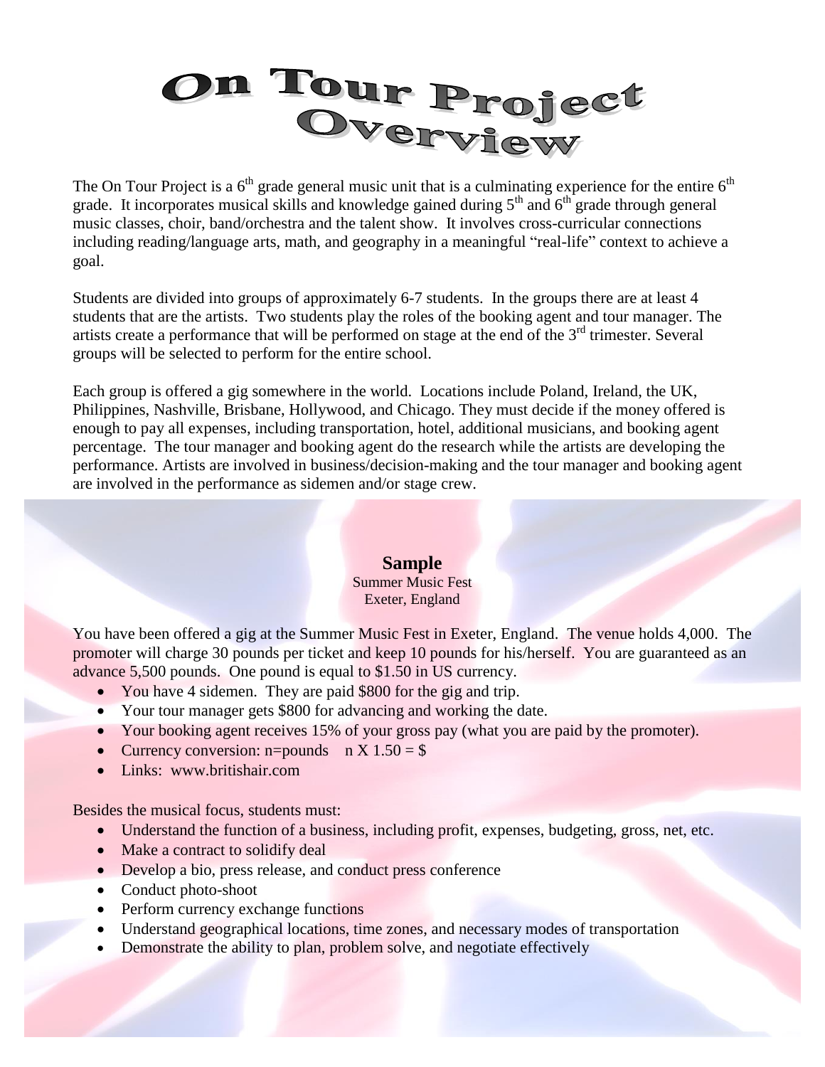# On Tour Project Overview

The On Tour Project is a 6th grade general music unit that is a culminating experience for the entire 6th grade. It incorporates musical skills and knowledge gained during 5th and 6th grade through general music classes, choir, band/orchestra and the talent show. It involves cross-curricular connections including reading/language arts, math, and geography in a meaningful "real-life" context to achieve a goal.

Students are divided into groups of approximately 6-7 students. In the groups there are at least 4 students that are the artists. Two students play the roles of the booking agent and tour manager. The artists create a performance that will be performed on stage at the end of the 3rd trimester. Several groups will be selected to perform for the entire school.

Each group is offered a gig somewhere in the world. Locations include Poland, Ireland, the UK, Philippines, Nashville, Brisbane, Hollywood, and Chicago. They must decide if the money offered is enough to pay all expenses, including transportation, hotel, additional musicians, and booking agent percentage. The tour manager and booking agent do the research while the artists are developing the performance. Artists are involved in business/decision-making and the tour manager and booking agent are involved in the performance as sidemen and/or stage crew.

**Sample**

Summer Music Fest

Exeter, England

You have been offered a gig at the Summer Music Fest in Exeter, England. The venue holds 4,000. The promoter will charge 30 pounds per ticket and keep 10 pounds for his/herself. You are guaranteed as an advance 5,500 pounds. One pound is equal to $1.50 in US currency.

- You have 4 sidemen. They are paid $800 for the gig and trip.
- Your tour manager gets $800 for advancing and working the date.
- Your booking agent receives 15% of your gross pay (what you are paid by the promoter).
- Currency conversion: n=pounds  n X 1.50 = $
- Links: www.britishair.com

Besides the musical focus, students must:

- Understand the function of a business, including profit, expenses, budgeting, gross, net, etc.
- Make a contract to solidify deal
- Develop a bio, press release, and conduct press conference
- Conduct photo-shoot
- Perform currency exchange functions
- Understand geographical locations, time zones, and necessary modes of transportation
- Demonstrate the ability to plan, problem solve, and negotiate effectively